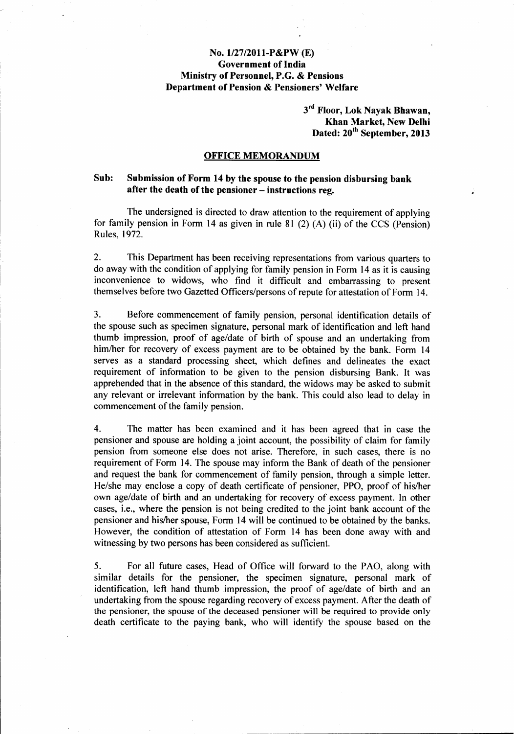**No. 1/27/2011-P&PW (E)**
**Government of India**
**Ministry of Personnel, P.G. & Pensions**
**Department of Pension & Pensioners' Welfare**

**3rd Floor, Lok Nayak Bhawan,**
**Khan Market, New Delhi**
**Dated: 20th September, 2013**

## OFFICE MEMORANDUM

**Sub: Submission of Form 14 by the spouse to the pension disbursing bank after the death of the pensioner – instructions reg.**

The undersigned is directed to draw attention to the requirement of applying for family pension in Form 14 as given in rule 81 (2) (A) (ii) of the CCS (Pension) Rules, 1972.

2. This Department has been receiving representations from various quarters to do away with the condition of applying for family pension in Form 14 as it is causing inconvenience to widows, who find it difficult and embarrassing to present themselves before two Gazetted Officers/persons of repute for attestation of Form 14.

3. Before commencement of family pension, personal identification details of the spouse such as specimen signature, personal mark of identification and left hand thumb impression, proof of age/date of birth of spouse and an undertaking from him/her for recovery of excess payment are to be obtained by the bank. Form 14 serves as a standard processing sheet, which defines and delineates the exact requirement of information to be given to the pension disbursing Bank. It was apprehended that in the absence of this standard, the widows may be asked to submit any relevant or irrelevant information by the bank. This could also lead to delay in commencement of the family pension.

4. The matter has been examined and it has been agreed that in case the pensioner and spouse are holding a joint account, the possibility of claim for family pension from someone else does not arise. Therefore, in such cases, there is no requirement of Form 14. The spouse may inform the Bank of death of the pensioner and request the bank for commencement of family pension, through a simple letter. He/she may enclose a copy of death certificate of pensioner, PPO, proof of his/her own age/date of birth and an undertaking for recovery of excess payment. In other cases, i.e., where the pension is not being credited to the joint bank account of the pensioner and his/her spouse, Form 14 will be continued to be obtained by the banks. However, the condition of attestation of Form 14 has been done away with and witnessing by two persons has been considered as sufficient.

5. For all future cases, Head of Office will forward to the PAO, along with similar details for the pensioner, the specimen signature, personal mark of identification, left hand thumb impression, the proof of age/date of birth and an undertaking from the spouse regarding recovery of excess payment. After the death of the pensioner, the spouse of the deceased pensioner will be required to provide only death certificate to the paying bank, who will identify the spouse based on the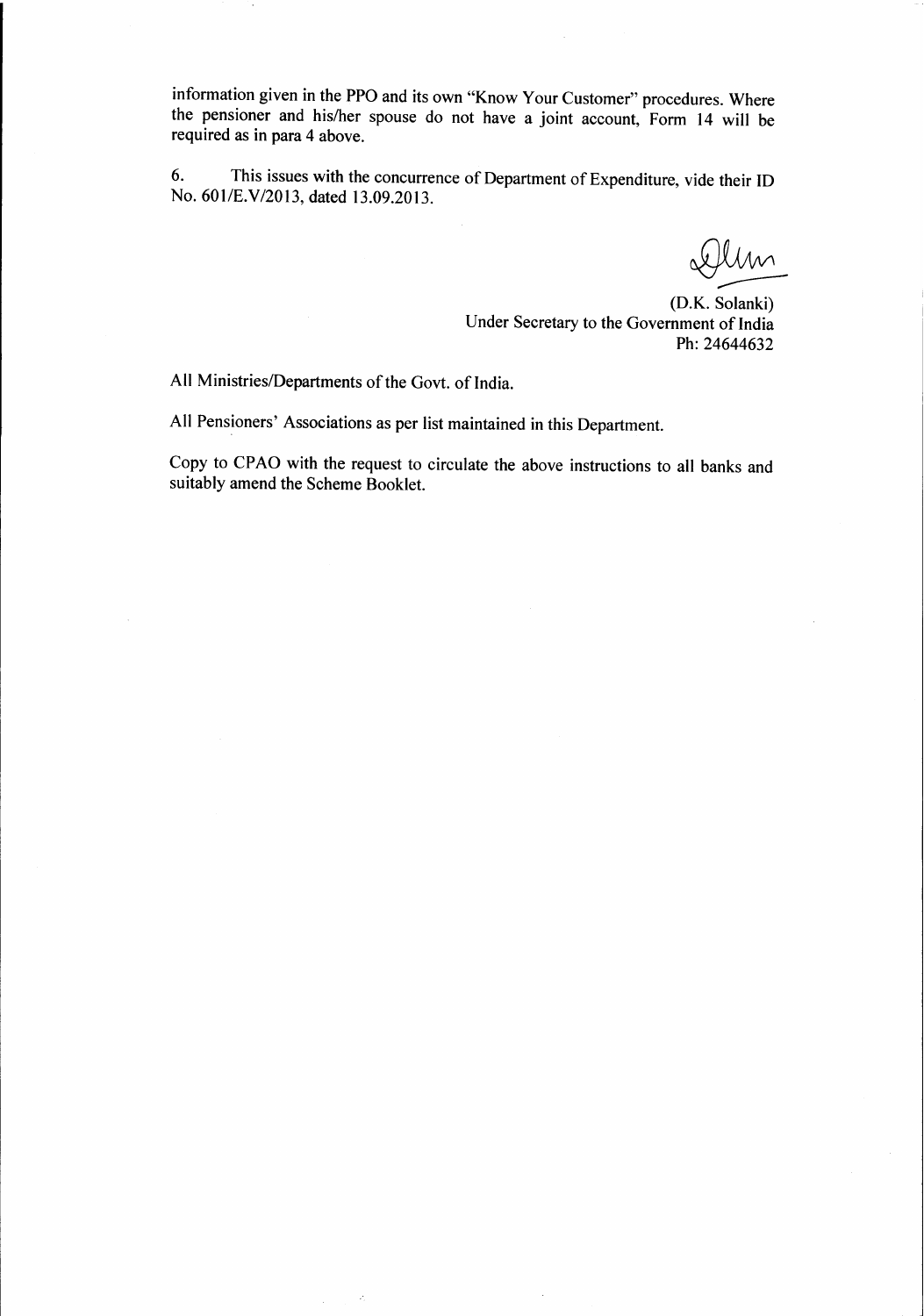information given in the PPO and its own "Know Your Customer" procedures. Where the pensioner and his/her spouse do not have a joint account, Form 14 will be required as in para 4 above.

6. This issues with the concurrence of Department of Expenditure, vide their ID No. 601/E.V/2013, dated 13.09.2013.

(D.K. Solanki)
Under Secretary to the Government of India
Ph: 24644632

All Ministries/Departments of the Govt. of India.

All Pensioners' Associations as per list maintained in this Department.

Copy to CPAO with the request to circulate the above instructions to all banks and suitably amend the Scheme Booklet.